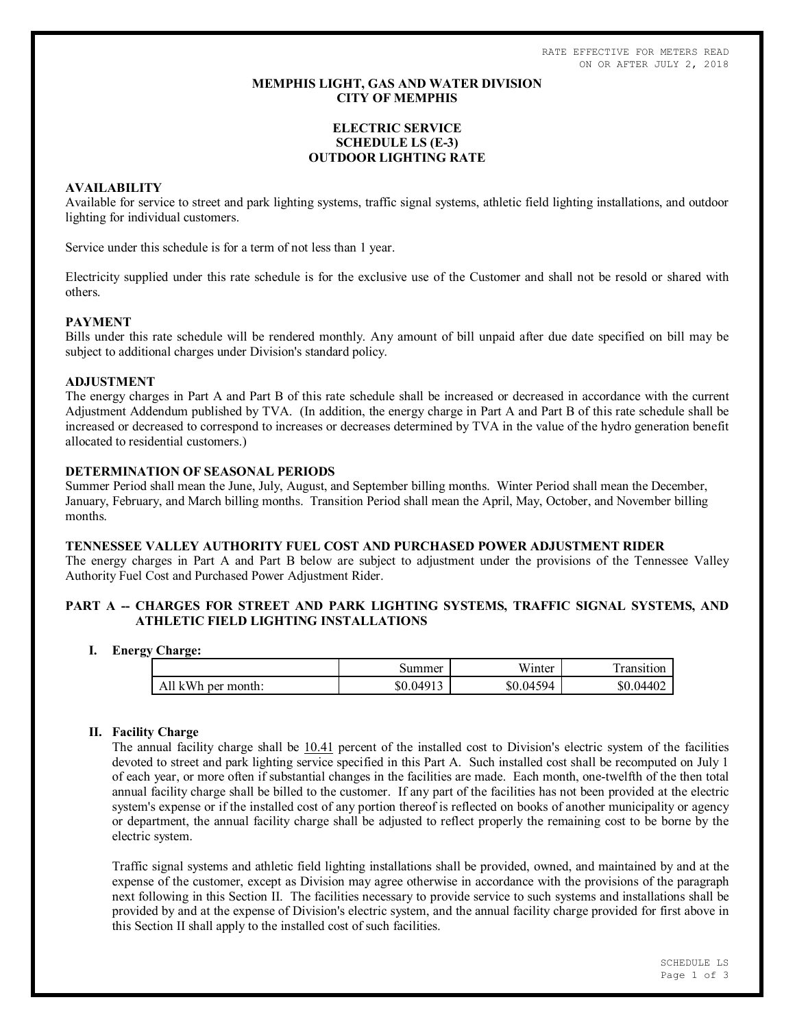RATE EFFECTIVE FOR METERS READ ON OR AFTER JULY 2, 2018

# MEMPHIS LIGHT, GAS AND WATER DIVISION
# CITY OF MEMPHIS

## ELECTRIC SERVICE
## SCHEDULE LS (E-3)
## OUTDOOR LIGHTING RATE

### AVAILABILITY

Available for service to street and park lighting systems, traffic signal systems, athletic field lighting installations, and outdoor lighting for individual customers.

Service under this schedule is for a term of not less than 1 year.

Electricity supplied under this rate schedule is for the exclusive use of the Customer and shall not be resold or shared with others.

### PAYMENT

Bills under this rate schedule will be rendered monthly. Any amount of bill unpaid after due date specified on bill may be subject to additional charges under Division's standard policy.

### ADJUSTMENT

The energy charges in Part A and Part B of this rate schedule shall be increased or decreased in accordance with the current Adjustment Addendum published by TVA. (In addition, the energy charge in Part A and Part B of this rate schedule shall be increased or decreased to correspond to increases or decreases determined by TVA in the value of the hydro generation benefit allocated to residential customers.)

### DETERMINATION OF SEASONAL PERIODS

Summer Period shall mean the June, July, August, and September billing months. Winter Period shall mean the December, January, February, and March billing months. Transition Period shall mean the April, May, October, and November billing months.

### TENNESSEE VALLEY AUTHORITY FUEL COST AND PURCHASED POWER ADJUSTMENT RIDER

The energy charges in Part A and Part B below are subject to adjustment under the provisions of the Tennessee Valley Authority Fuel Cost and Purchased Power Adjustment Rider.

### PART A -- CHARGES FOR STREET AND PARK LIGHTING SYSTEMS, TRAFFIC SIGNAL SYSTEMS, AND ATHLETIC FIELD LIGHTING INSTALLATIONS

**I. Energy Charge:**

| | Summer | Winter | Transition |
|---|---:|---:|---:|
| All kWh per month: | $0.04913 | $0.04594 | $0.04402 |

**II. Facility Charge**

The annual facility charge shall be 10.41 percent of the installed cost to Division's electric system of the facilities devoted to street and park lighting service specified in this Part A. Such installed cost shall be recomputed on July 1 of each year, or more often if substantial changes in the facilities are made. Each month, one-twelfth of the then total annual facility charge shall be billed to the customer. If any part of the facilities has not been provided at the electric system's expense or if the installed cost of any portion thereof is reflected on books of another municipality or agency or department, the annual facility charge shall be adjusted to reflect properly the remaining cost to be borne by the electric system.

Traffic signal systems and athletic field lighting installations shall be provided, owned, and maintained by and at the expense of the customer, except as Division may agree otherwise in accordance with the provisions of the paragraph next following in this Section II. The facilities necessary to provide service to such systems and installations shall be provided by and at the expense of Division's electric system, and the annual facility charge provided for first above in this Section II shall apply to the installed cost of such facilities.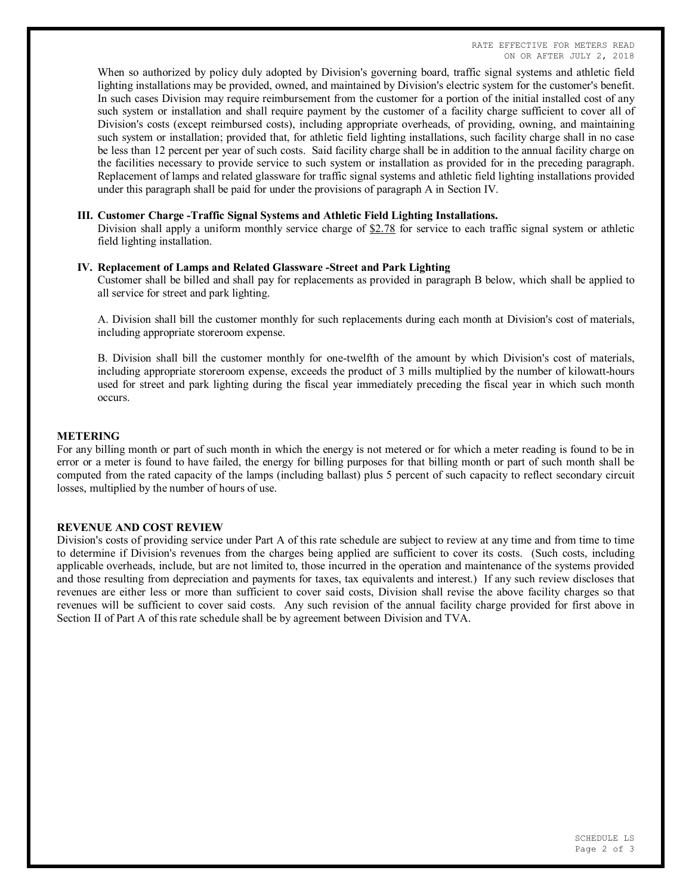When so authorized by policy duly adopted by Division's governing board, traffic signal systems and athletic field lighting installations may be provided, owned, and maintained by Division's electric system for the customer's benefit. In such cases Division may require reimbursement from the customer for a portion of the initial installed cost of any such system or installation and shall require payment by the customer of a facility charge sufficient to cover all of Division's costs (except reimbursed costs), including appropriate overheads, of providing, owning, and maintaining such system or installation; provided that, for athletic field lighting installations, such facility charge shall in no case be less than 12 percent per year of such costs. Said facility charge shall be in addition to the annual facility charge on the facilities necessary to provide service to such system or installation as provided for in the preceding paragraph. Replacement of lamps and related glassware for traffic signal systems and athletic field lighting installations provided under this paragraph shall be paid for under the provisions of paragraph A in Section IV.

**III. Customer Charge -Traffic Signal Systems and Athletic Field Lighting Installations.**

Division shall apply a uniform monthly service charge of $2.78 for service to each traffic signal system or athletic field lighting installation.

**IV. Replacement of Lamps and Related Glassware -Street and Park Lighting**

Customer shall be billed and shall pay for replacements as provided in paragraph B below, which shall be applied to all service for street and park lighting.

A. Division shall bill the customer monthly for such replacements during each month at Division's cost of materials, including appropriate storeroom expense.

B. Division shall bill the customer monthly for one-twelfth of the amount by which Division's cost of materials, including appropriate storeroom expense, exceeds the product of 3 mills multiplied by the number of kilowatt-hours used for street and park lighting during the fiscal year immediately preceding the fiscal year in which such month occurs.

## METERING

For any billing month or part of such month in which the energy is not metered or for which a meter reading is found to be in error or a meter is found to have failed, the energy for billing purposes for that billing month or part of such month shall be computed from the rated capacity of the lamps (including ballast) plus 5 percent of such capacity to reflect secondary circuit losses, multiplied by the number of hours of use.

## REVENUE AND COST REVIEW

Division's costs of providing service under Part A of this rate schedule are subject to review at any time and from time to time to determine if Division's revenues from the charges being applied are sufficient to cover its costs. (Such costs, including applicable overheads, include, but are not limited to, those incurred in the operation and maintenance of the systems provided and those resulting from depreciation and payments for taxes, tax equivalents and interest.) If any such review discloses that revenues are either less or more than sufficient to cover said costs, Division shall revise the above facility charges so that revenues will be sufficient to cover said costs. Any such revision of the annual facility charge provided for first above in Section II of Part A of this rate schedule shall be by agreement between Division and TVA.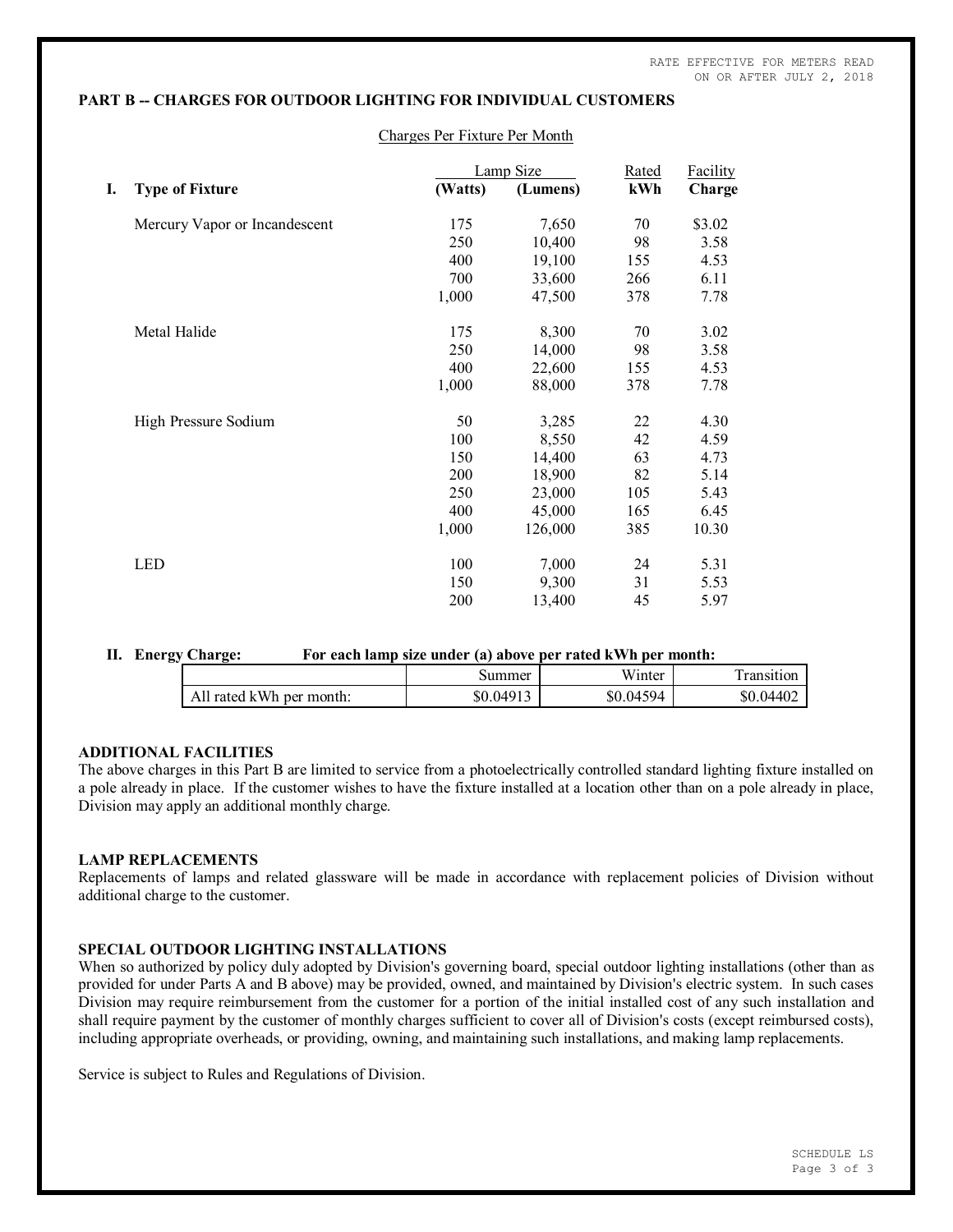RATE EFFECTIVE FOR METERS READ ON OR AFTER JULY 2, 2018

**PART B -- CHARGES FOR OUTDOOR LIGHTING FOR INDIVIDUAL CUSTOMERS**

Charges Per Fixture Per Month

| I. Type of Fixture | Lamp Size (Watts) | Lamp Size (Lumens) | Rated kWh | Facility Charge |
|---|---|---|---|---|
| Mercury Vapor or Incandescent | 175 | 7,650 | 70 | $3.02 |
| | 250 | 10,400 | 98 | 3.58 |
| | 400 | 19,100 | 155 | 4.53 |
| | 700 | 33,600 | 266 | 6.11 |
| | 1,000 | 47,500 | 378 | 7.78 |
| Metal Halide | 175 | 8,300 | 70 | 3.02 |
| | 250 | 14,000 | 98 | 3.58 |
| | 400 | 22,600 | 155 | 4.53 |
| | 1,000 | 88,000 | 378 | 7.78 |
| High Pressure Sodium | 50 | 3,285 | 22 | 4.30 |
| | 100 | 8,550 | 42 | 4.59 |
| | 150 | 14,400 | 63 | 4.73 |
| | 200 | 18,900 | 82 | 5.14 |
| | 250 | 23,000 | 105 | 5.43 |
| | 400 | 45,000 | 165 | 6.45 |
| | 1,000 | 126,000 | 385 | 10.30 |
| LED | 100 | 7,000 | 24 | 5.31 |
| | 150 | 9,300 | 31 | 5.53 |
| | 200 | 13,400 | 45 | 5.97 |

**II. Energy Charge: For each lamp size under (a) above per rated kWh per month:**

| | Summer | Winter | Transition |
|---|---|---|---|
| All rated kWh per month: | $0.04913 | $0.04594 | $0.04402 |

**ADDITIONAL FACILITIES**

The above charges in this Part B are limited to service from a photoelectrically controlled standard lighting fixture installed on a pole already in place. If the customer wishes to have the fixture installed at a location other than on a pole already in place, Division may apply an additional monthly charge.

**LAMP REPLACEMENTS**

Replacements of lamps and related glassware will be made in accordance with replacement policies of Division without additional charge to the customer.

**SPECIAL OUTDOOR LIGHTING INSTALLATIONS**

When so authorized by policy duly adopted by Division's governing board, special outdoor lighting installations (other than as provided for under Parts A and B above) may be provided, owned, and maintained by Division's electric system. In such cases Division may require reimbursement from the customer for a portion of the initial installed cost of any such installation and shall require payment by the customer of monthly charges sufficient to cover all of Division's costs (except reimbursed costs), including appropriate overheads, or providing, owning, and maintaining such installations, and making lamp replacements.

Service is subject to Rules and Regulations of Division.

SCHEDULE LS